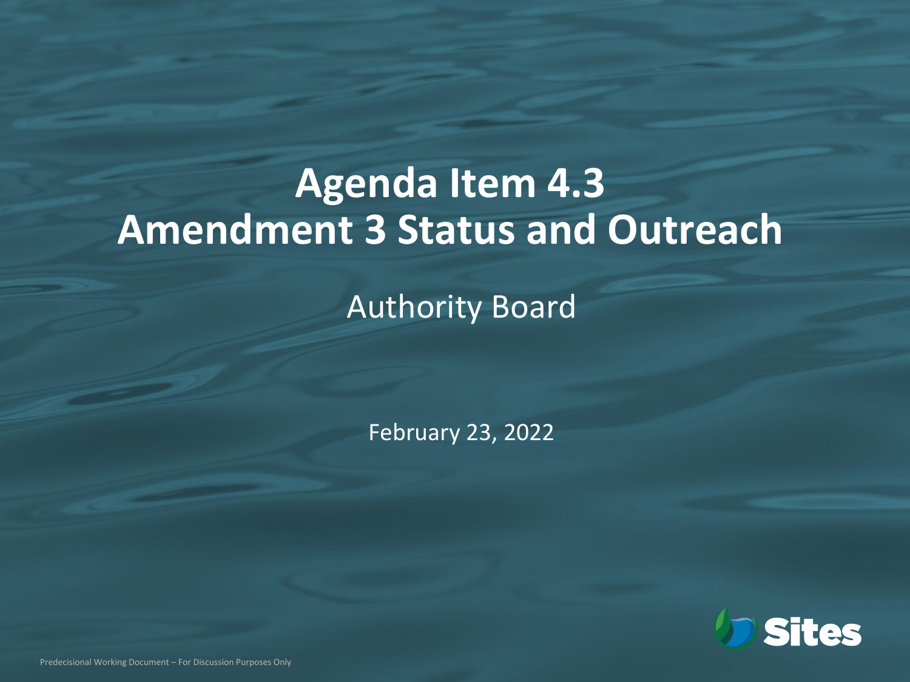# Agenda Item 4.3
# Amendment 3 Status and Outreach

Authority Board

February 23, 2022

Predecisional Working Document – For Discussion Purposes Only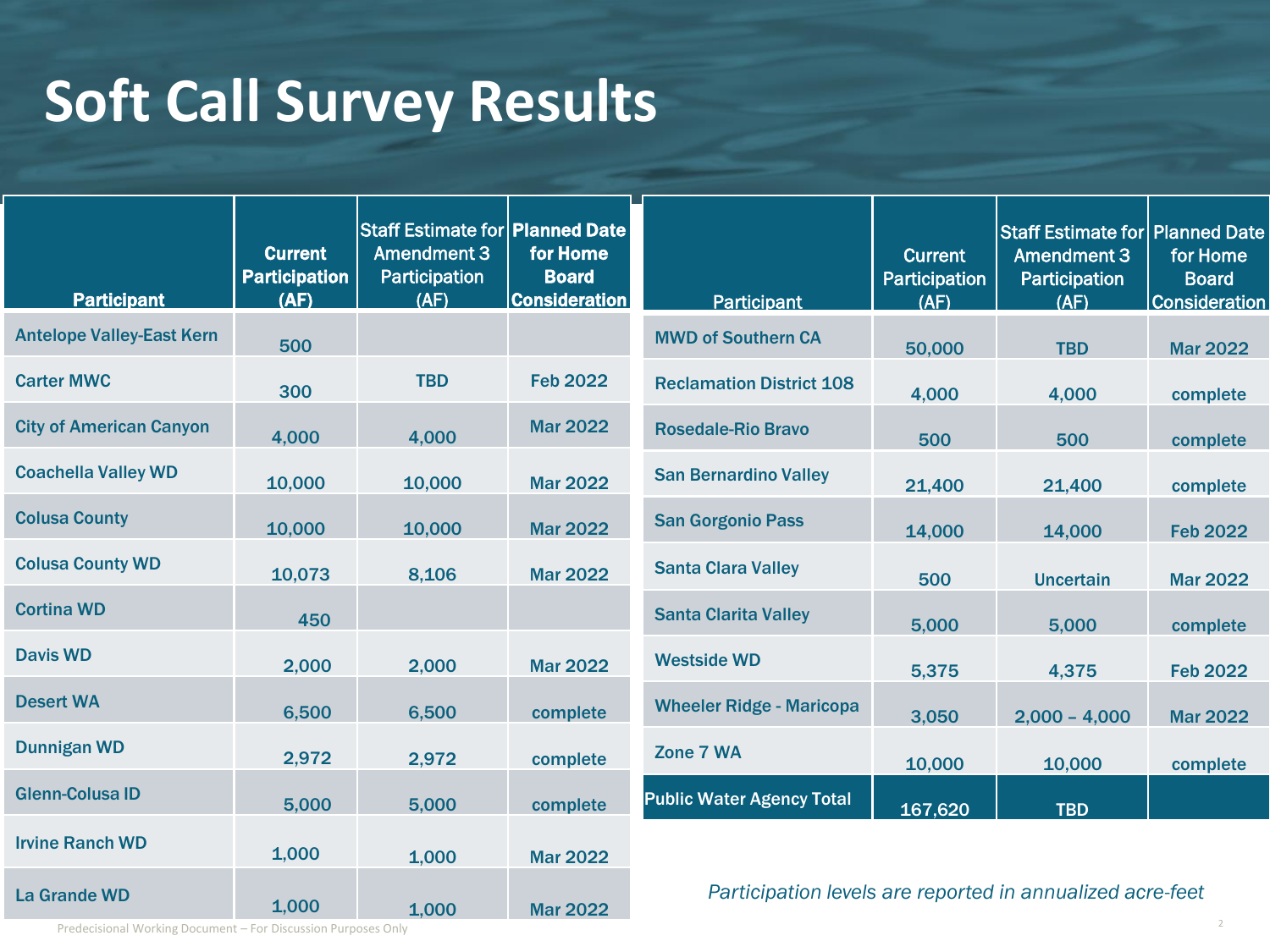# Soft Call Survey Results

| Participant | Current Participation (AF) | Staff Estimate for Amendment 3 Participation (AF) | Planned Date for Home Board Consideration |
|---|---|---|---|
| Antelope Valley-East Kern | 500 | | |
| Carter MWC | 300 | TBD | Feb 2022 |
| City of American Canyon | 4,000 | 4,000 | Mar 2022 |
| Coachella Valley WD | 10,000 | 10,000 | Mar 2022 |
| Colusa County | 10,000 | 10,000 | Mar 2022 |
| Colusa County WD | 10,073 | 8,106 | Mar 2022 |
| Cortina WD | 450 | | |
| Davis WD | 2,000 | 2,000 | Mar 2022 |
| Desert WA | 6,500 | 6,500 | complete |
| Dunnigan WD | 2,972 | 2,972 | complete |
| Glenn-Colusa ID | 5,000 | 5,000 | complete |
| Irvine Ranch WD | 1,000 | 1,000 | Mar 2022 |
| La Grande WD | 1,000 | 1,000 | Mar 2022 |

| Participant | Current Participation (AF) | Staff Estimate for Amendment 3 Participation (AF) | Planned Date for Home Board Consideration |
|---|---|---|---|
| MWD of Southern CA | 50,000 | TBD | Mar 2022 |
| Reclamation District 108 | 4,000 | 4,000 | complete |
| Rosedale-Rio Bravo | 500 | 500 | complete |
| San Bernardino Valley | 21,400 | 21,400 | complete |
| San Gorgonio Pass | 14,000 | 14,000 | Feb 2022 |
| Santa Clara Valley | 500 | Uncertain | Mar 2022 |
| Santa Clarita Valley | 5,000 | 5,000 | complete |
| Westside WD | 5,375 | 4,375 | Feb 2022 |
| Wheeler Ridge - Maricopa | 3,050 | 2,000 – 4,000 | Mar 2022 |
| Zone 7 WA | 10,000 | 10,000 | complete |
| **Public Water Agency Total** | 167,620 | TBD | |

*Participation levels are reported in annualized acre-feet*

Predecisional Working Document – For Discussion Purposes Only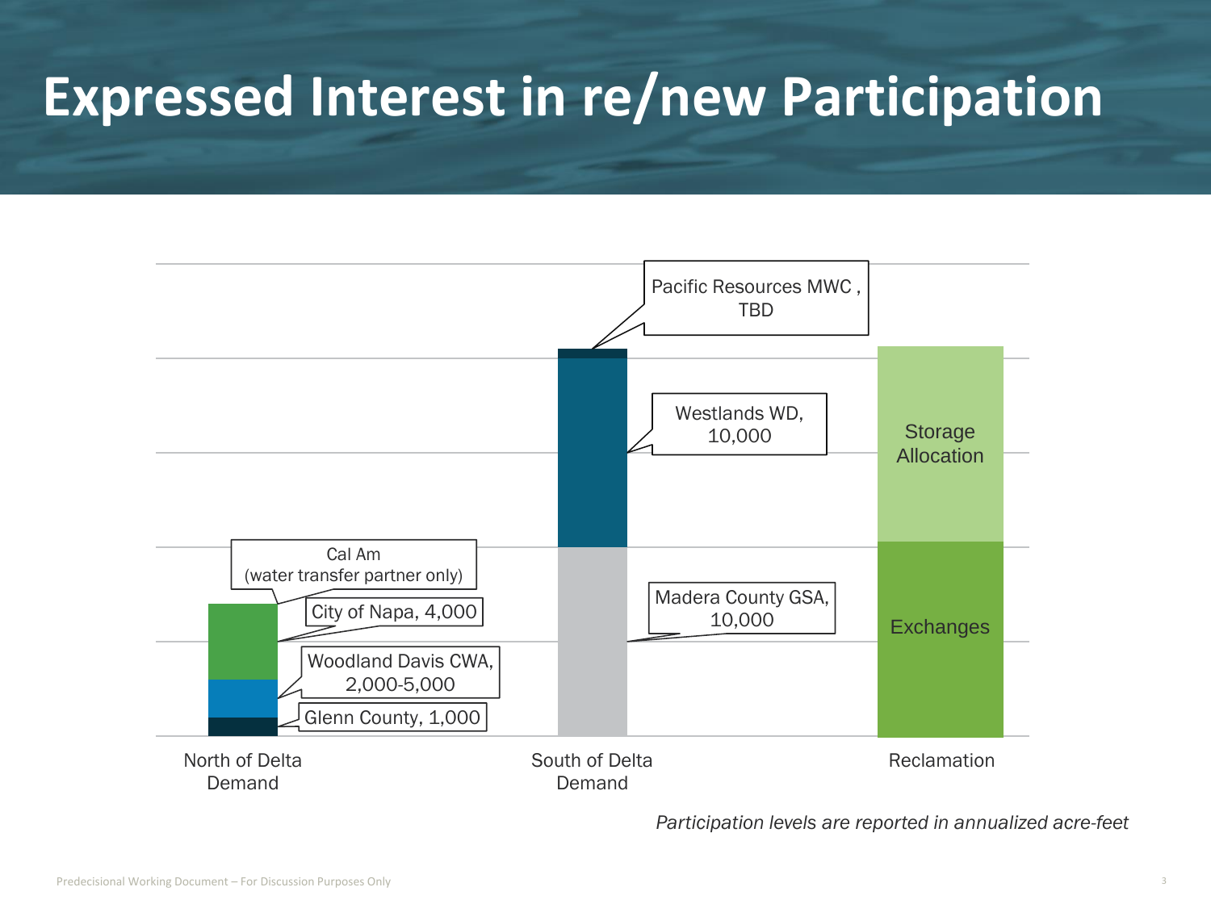# Expressed Interest in re/new Participation

Pacific Resources MWC , TBD

Westlands WD, 10,000

Madera County GSA, 10,000

Storage Allocation

Exchanges

Cal Am (water transfer partner only)

City of Napa, 4,000

Woodland Davis CWA, 2,000-5,000

Glenn County, 1,000

North of Delta Demand

South of Delta Demand

Reclamation

*Participation levels are reported in annualized acre-feet*

Predecisional Working Document – For Discussion Purposes Only